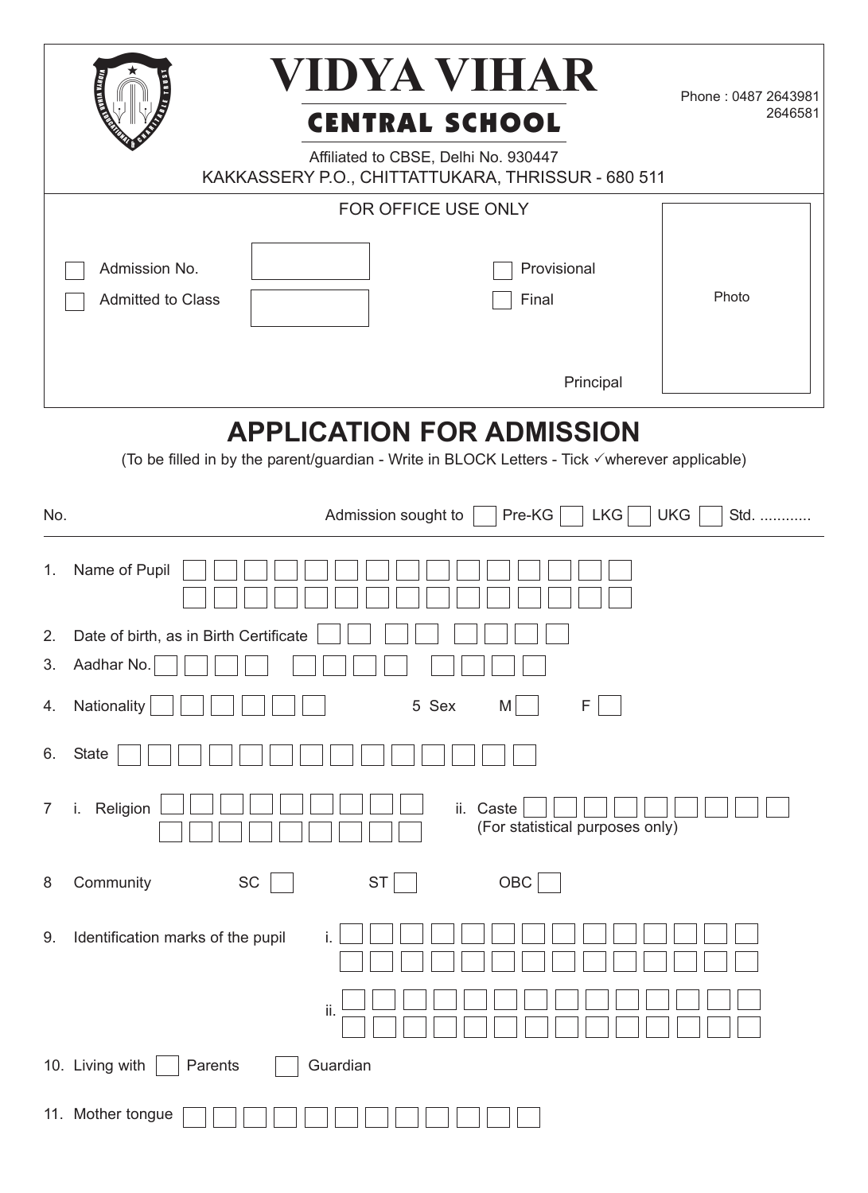# VIDYA VIHAR

## CENTRAL SCHOOL

Phone : 0487 2643981
2646581

Affiliated to CBSE, Delhi No. 930447

KAKKASSERY P.O., CHITTATTUKARA, THRISSUR - 680 511

FOR OFFICE USE ONLY

☐ Admission No. ______

☐ Admitted to Class ______

☐ Provisional

☐ Final

Principal

Photo

# APPLICATION FOR ADMISSION

(To be filled in by the parent/guardian - Write in BLOCK Letters - Tick ✓wherever applicable)

No.

Admission sought to ☐ Pre-KG ☐ LKG ☐ UKG ☐ Std. ............

1. Name of Pupil

2. Date of birth, as in Birth Certificate

3. Aadhar No.

4. Nationality

5 Sex M ☐ F ☐

6. State

7 i. Religion

ii. Caste
(For statistical purposes only)

8 Community SC ☐ ST ☐ OBC ☐

9. Identification marks of the pupil i.

ii.

10. Living with ☐ Parents ☐ Guardian

11. Mother tongue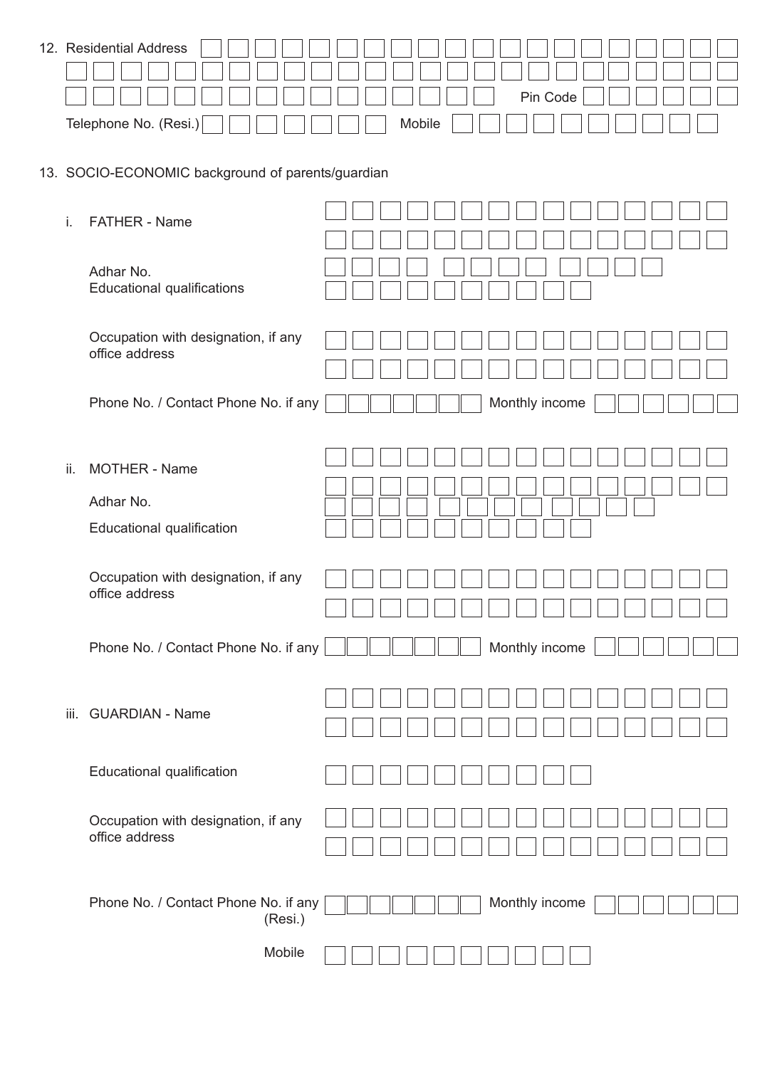12. Residential Address

Pin Code

Telephone No. (Resi.)

Mobile

13. SOCIO-ECONOMIC background of parents/guardian

i. FATHER - Name

Adhar No.

Educational qualifications

Occupation with designation, if any office address

Phone No. / Contact Phone No. if any

Monthly income

ii. MOTHER - Name

Adhar No.

Educational qualification

Occupation with designation, if any office address

Phone No. / Contact Phone No. if any

Monthly income

iii. GUARDIAN - Name

Educational qualification

Occupation with designation, if any office address

Phone No. / Contact Phone No. if any (Resi.)

Monthly income

Mobile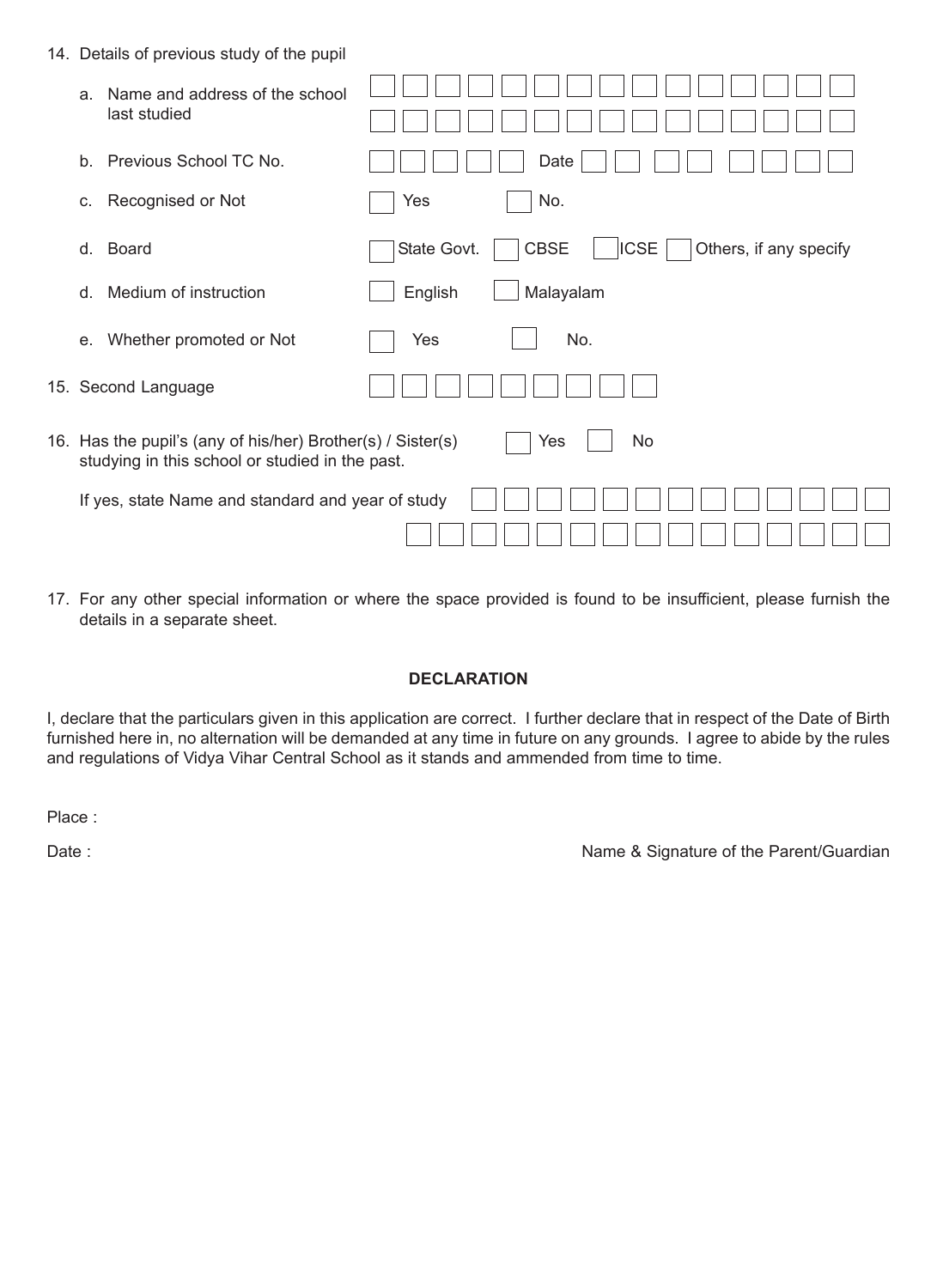14. Details of previous study of the pupil

    a. Name and address of the school last studied

    b. Previous School TC No. Date

    c. Recognised or Not ☐ Yes ☐ No.

    d. Board ☐ State Govt. ☐ CBSE ☐ ICSE ☐ Others, if any specify

    d. Medium of instruction ☐ English ☐ Malayalam

    e. Whether promoted or Not ☐ Yes ☐ No.

15. Second Language

16. Has the pupil's (any of his/her) Brother(s) / Sister(s) studying in this school or studied in the past. ☐ Yes ☐ No

    If yes, state Name and standard and year of study

17. For any other special information or where the space provided is found to be insufficient, please furnish the details in a separate sheet.

**DECLARATION**

I, declare that the particulars given in this application are correct. I further declare that in respect of the Date of Birth furnished here in, no alternation will be demanded at any time in future on any grounds. I agree to abide by the rules and regulations of Vidya Vihar Central School as it stands and ammended from time to time.

Place :

Date :

Name & Signature of the Parent/Guardian